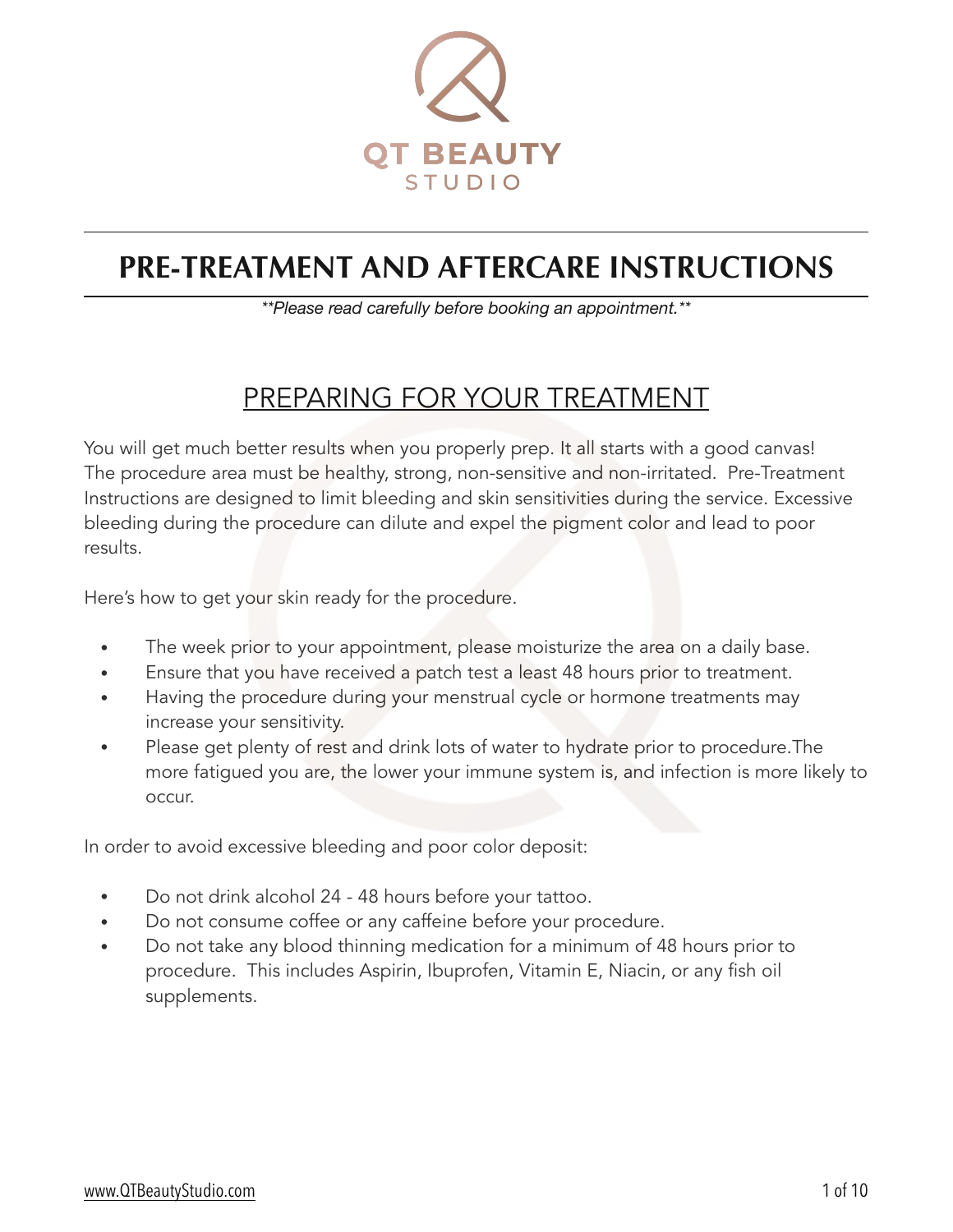QT BEAUTY
STUDIO

# PRE-TREATMENT AND AFTERCARE INSTRUCTIONS

*\*\*Please read carefully before booking an appointment.\*\**

## PREPARING FOR YOUR TREATMENT

You will get much better results when you properly prep. It all starts with a good canvas! The procedure area must be healthy, strong, non-sensitive and non-irritated. Pre-Treatment Instructions are designed to limit bleeding and skin sensitivities during the service. Excessive bleeding during the procedure can dilute and expel the pigment color and lead to poor results.

Here's how to get your skin ready for the procedure.

- The week prior to your appointment, please moisturize the area on a daily base.
- Ensure that you have received a patch test a least 48 hours prior to treatment.
- Having the procedure during your menstrual cycle or hormone treatments may increase your sensitivity.
- Please get plenty of rest and drink lots of water to hydrate prior to procedure.The more fatigued you are, the lower your immune system is, and infection is more likely to occur.

In order to avoid excessive bleeding and poor color deposit:

- Do not drink alcohol 24 - 48 hours before your tattoo.
- Do not consume coffee or any caffeine before your procedure.
- Do not take any blood thinning medication for a minimum of 48 hours prior to procedure. This includes Aspirin, Ibuprofen, Vitamin E, Niacin, or any fish oil supplements.

www.QTBeautyStudio.com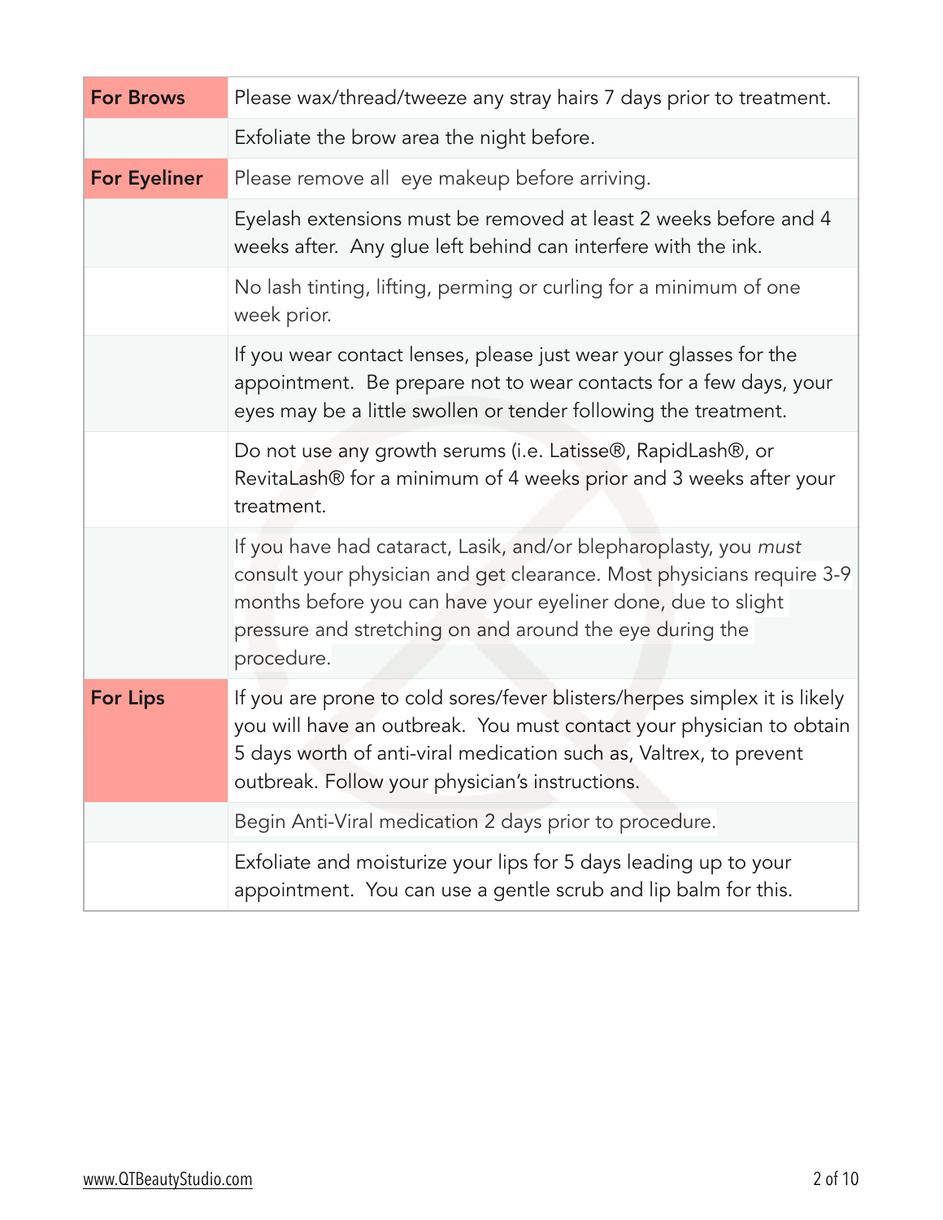| | |
|---|---|
| **For Brows** | Please wax/thread/tweeze any stray hairs 7 days prior to treatment. |
| | Exfoliate the brow area the night before. |
| **For Eyeliner** | Please remove all eye makeup before arriving. |
| | Eyelash extensions must be removed at least 2 weeks before and 4 weeks after. Any glue left behind can interfere with the ink. |
| | No lash tinting, lifting, perming or curling for a minimum of one week prior. |
| | If you wear contact lenses, please just wear your glasses for the appointment. Be prepare not to wear contacts for a few days, your eyes may be a little swollen or tender following the treatment. |
| | Do not use any growth serums (i.e. Latisse®, RapidLash®, or RevitaLash® for a minimum of 4 weeks prior and 3 weeks after your treatment. |
| | If you have had cataract, Lasik, and/or blepharoplasty, you *must* consult your physician and get clearance. Most physicians require 3-9 months before you can have your eyeliner done, due to slight pressure and stretching on and around the eye during the procedure. |
| **For Lips** | If you are prone to cold sores/fever blisters/herpes simplex it is likely you will have an outbreak. You must contact your physician to obtain 5 days worth of anti-viral medication such as, Valtrex, to prevent outbreak. Follow your physician's instructions. |
| | Begin Anti-Viral medication 2 days prior to procedure. |
| | Exfoliate and moisturize your lips for 5 days leading up to your appointment. You can use a gentle scrub and lip balm for this. |

www.QTBeautyStudio.com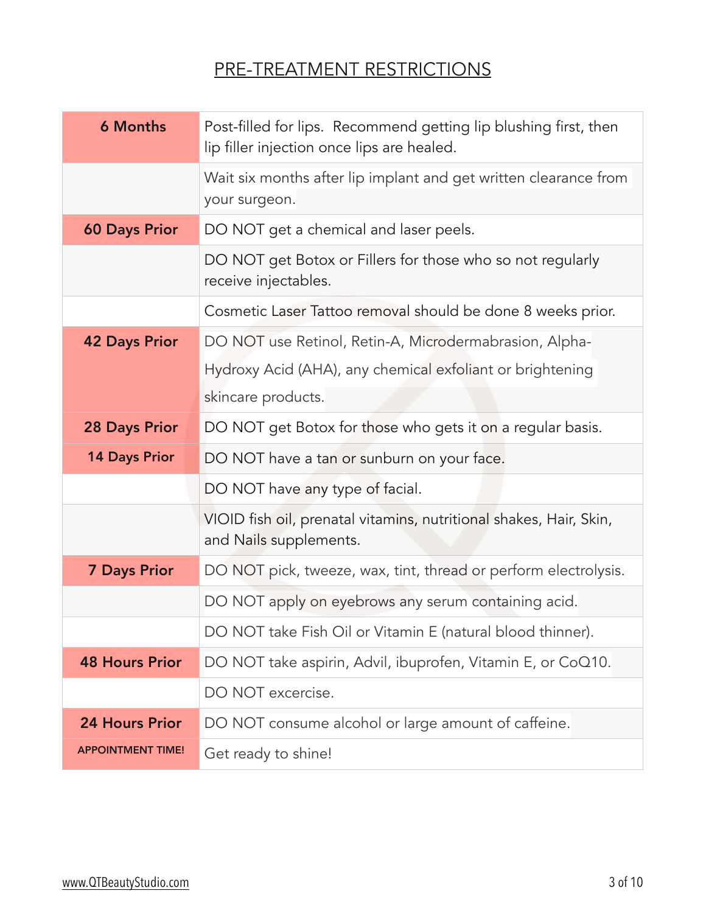## PRE-TREATMENT RESTRICTIONS

| | |
|---|---|
| **6 Months** | Post-filled for lips. Recommend getting lip blushing first, then lip filler injection once lips are healed. |
| | Wait six months after lip implant and get written clearance from your surgeon. |
| **60 Days Prior** | DO NOT get a chemical and laser peels. |
| | DO NOT get Botox or Fillers for those who so not regularly receive injectables. |
| | Cosmetic Laser Tattoo removal should be done 8 weeks prior. |
| **42 Days Prior** | DO NOT use Retinol, Retin-A, Microdermabrasion, Alpha-Hydroxy Acid (AHA), any chemical exfoliant or brightening skincare products. |
| **28 Days Prior** | DO NOT get Botox for those who gets it on a regular basis. |
| **14 Days Prior** | DO NOT have a tan or sunburn on your face. |
| | DO NOT have any type of facial. |
| | VIOID fish oil, prenatal vitamins, nutritional shakes, Hair, Skin, and Nails supplements. |
| **7 Days Prior** | DO NOT pick, tweeze, wax, tint, thread or perform electrolysis. |
| | DO NOT apply on eyebrows any serum containing acid. |
| | DO NOT take Fish Oil or Vitamin E (natural blood thinner). |
| **48 Hours Prior** | DO NOT take aspirin, Advil, ibuprofen, Vitamin E, or CoQ10. |
| | DO NOT excercise. |
| **24 Hours Prior** | DO NOT consume alcohol or large amount of caffeine. |
| **APPOINTMENT TIME!** | Get ready to shine! |

www.QTBeautyStudio.com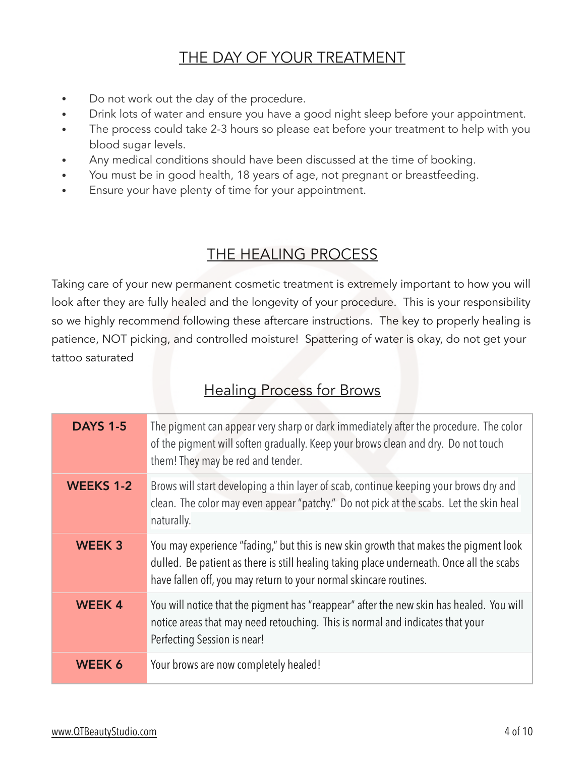## THE DAY OF YOUR TREATMENT

- Do not work out the day of the procedure.
- Drink lots of water and ensure you have a good night sleep before your appointment.
- The process could take 2-3 hours so please eat before your treatment to help with you blood sugar levels.
- Any medical conditions should have been discussed at the time of booking.
- You must be in good health, 18 years of age, not pregnant or breastfeeding.
- Ensure your have plenty of time for your appointment.

## THE HEALING PROCESS

Taking care of your new permanent cosmetic treatment is extremely important to how you will look after they are fully healed and the longevity of your procedure. This is your responsibility so we highly recommend following these aftercare instructions. The key to properly healing is patience, NOT picking, and controlled moisture! Spattering of water is okay, do not get your tattoo saturated

### Healing Process for Brows

| | |
|---|---|
| **DAYS 1-5** | The pigment can appear very sharp or dark immediately after the procedure. The color of the pigment will soften gradually. Keep your brows clean and dry. Do not touch them! They may be red and tender. |
| **WEEKS 1-2** | Brows will start developing a thin layer of scab, continue keeping your brows dry and clean. The color may even appear "patchy." Do not pick at the scabs. Let the skin heal naturally. |
| **WEEK 3** | You may experience "fading," but this is new skin growth that makes the pigment look dulled. Be patient as there is still healing taking place underneath. Once all the scabs have fallen off, you may return to your normal skincare routines. |
| **WEEK 4** | You will notice that the pigment has "reappear" after the new skin has healed. You will notice areas that may need retouching. This is normal and indicates that your Perfecting Session is near! |
| **WEEK 6** | Your brows are now completely healed! |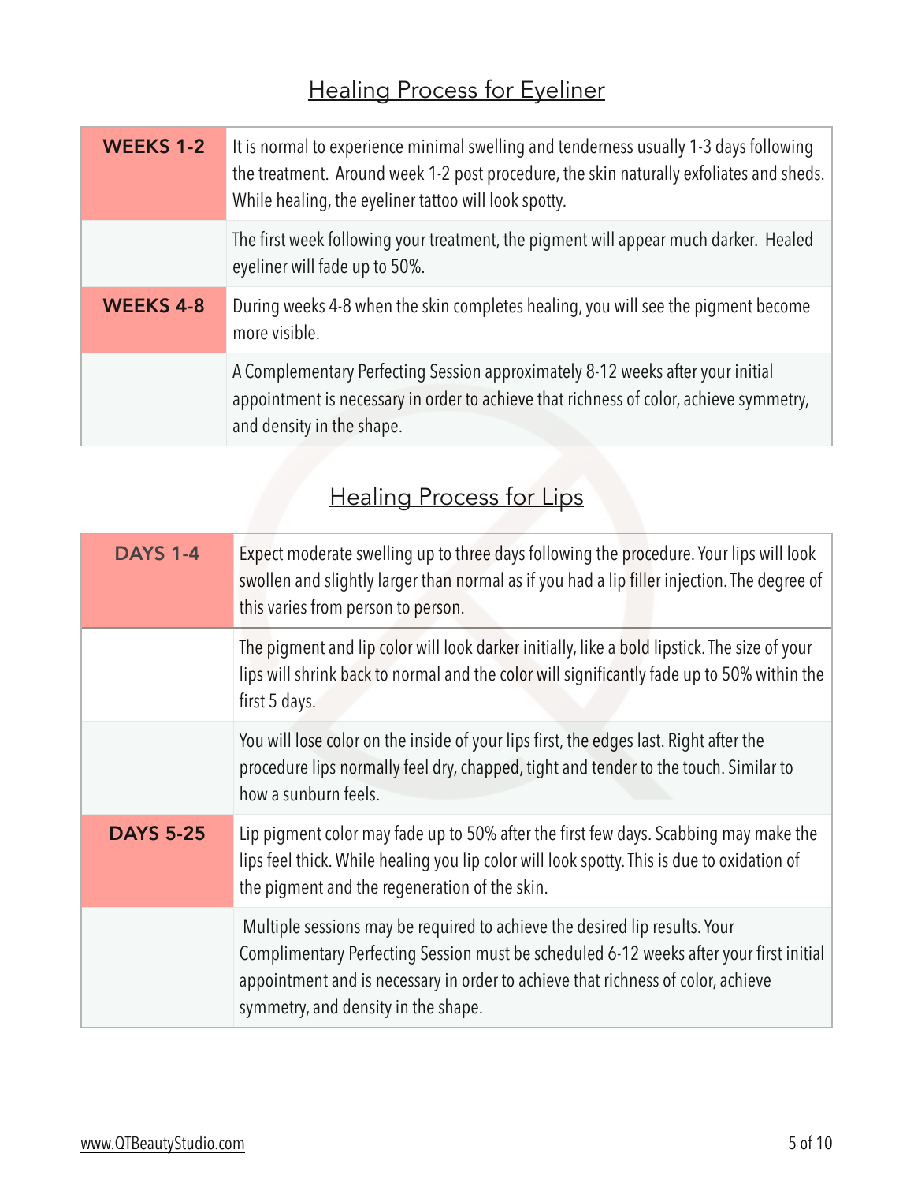## Healing Process for Eyeliner

| | |
|---|---|
| **WEEKS 1-2** | It is normal to experience minimal swelling and tenderness usually 1-3 days following the treatment. Around week 1-2 post procedure, the skin naturally exfoliates and sheds. While healing, the eyeliner tattoo will look spotty. |
| | The first week following your treatment, the pigment will appear much darker. Healed eyeliner will fade up to 50%. |
| **WEEKS 4-8** | During weeks 4-8 when the skin completes healing, you will see the pigment become more visible. |
| | A Complementary Perfecting Session approximately 8-12 weeks after your initial appointment is necessary in order to achieve that richness of color, achieve symmetry, and density in the shape. |

## Healing Process for Lips

| | |
|---|---|
| **DAYS 1-4** | Expect moderate swelling up to three days following the procedure. Your lips will look swollen and slightly larger than normal as if you had a lip filler injection. The degree of this varies from person to person. |
| | The pigment and lip color will look darker initially, like a bold lipstick. The size of your lips will shrink back to normal and the color will significantly fade up to 50% within the first 5 days. |
| | You will lose color on the inside of your lips first, the edges last. Right after the procedure lips normally feel dry, chapped, tight and tender to the touch. Similar to how a sunburn feels. |
| **DAYS 5-25** | Lip pigment color may fade up to 50% after the first few days. Scabbing may make the lips feel thick. While healing you lip color will look spotty. This is due to oxidation of the pigment and the regeneration of the skin. |
| | Multiple sessions may be required to achieve the desired lip results. Your Complimentary Perfecting Session must be scheduled 6-12 weeks after your first initial appointment and is necessary in order to achieve that richness of color, achieve symmetry, and density in the shape. |

www.QTBeautyStudio.com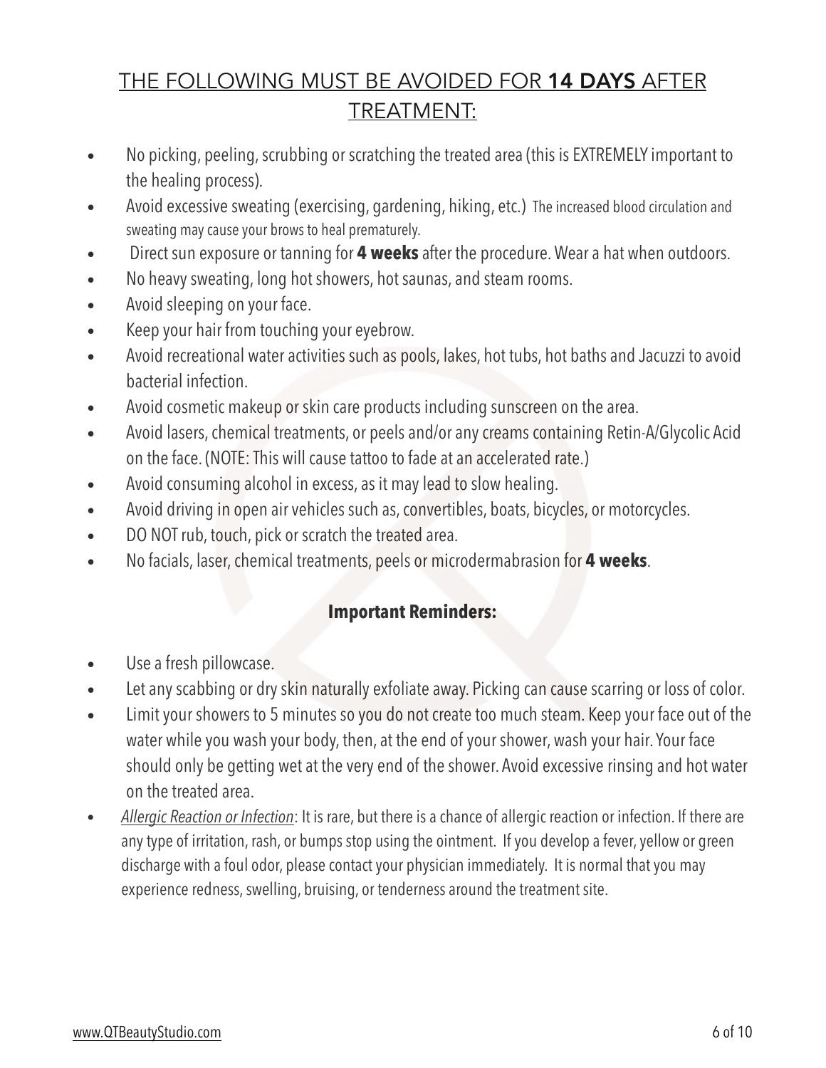## THE FOLLOWING MUST BE AVOIDED FOR **14 DAYS** AFTER TREATMENT:

- No picking, peeling, scrubbing or scratching the treated area (this is EXTREMELY important to the healing process).
- Avoid excessive sweating (exercising, gardening, hiking, etc.) The increased blood circulation and sweating may cause your brows to heal prematurely.
- Direct sun exposure or tanning for **4 weeks** after the procedure. Wear a hat when outdoors.
- No heavy sweating, long hot showers, hot saunas, and steam rooms.
- Avoid sleeping on your face.
- Keep your hair from touching your eyebrow.
- Avoid recreational water activities such as pools, lakes, hot tubs, hot baths and Jacuzzi to avoid bacterial infection.
- Avoid cosmetic makeup or skin care products including sunscreen on the area.
- Avoid lasers, chemical treatments, or peels and/or any creams containing Retin-A/Glycolic Acid on the face. (NOTE: This will cause tattoo to fade at an accelerated rate.)
- Avoid consuming alcohol in excess, as it may lead to slow healing.
- Avoid driving in open air vehicles such as, convertibles, boats, bicycles, or motorcycles.
- DO NOT rub, touch, pick or scratch the treated area.
- No facials, laser, chemical treatments, peels or microdermabrasion for **4 weeks**.

### **Important Reminders:**

- Use a fresh pillowcase.
- Let any scabbing or dry skin naturally exfoliate away. Picking can cause scarring or loss of color.
- Limit your showers to 5 minutes so you do not create too much steam. Keep your face out of the water while you wash your body, then, at the end of your shower, wash your hair. Your face should only be getting wet at the very end of the shower. Avoid excessive rinsing and hot water on the treated area.
- *Allergic Reaction or Infection*: It is rare, but there is a chance of allergic reaction or infection. If there are any type of irritation, rash, or bumps stop using the ointment. If you develop a fever, yellow or green discharge with a foul odor, please contact your physician immediately. It is normal that you may experience redness, swelling, bruising, or tenderness around the treatment site.

www.QTBeautyStudio.com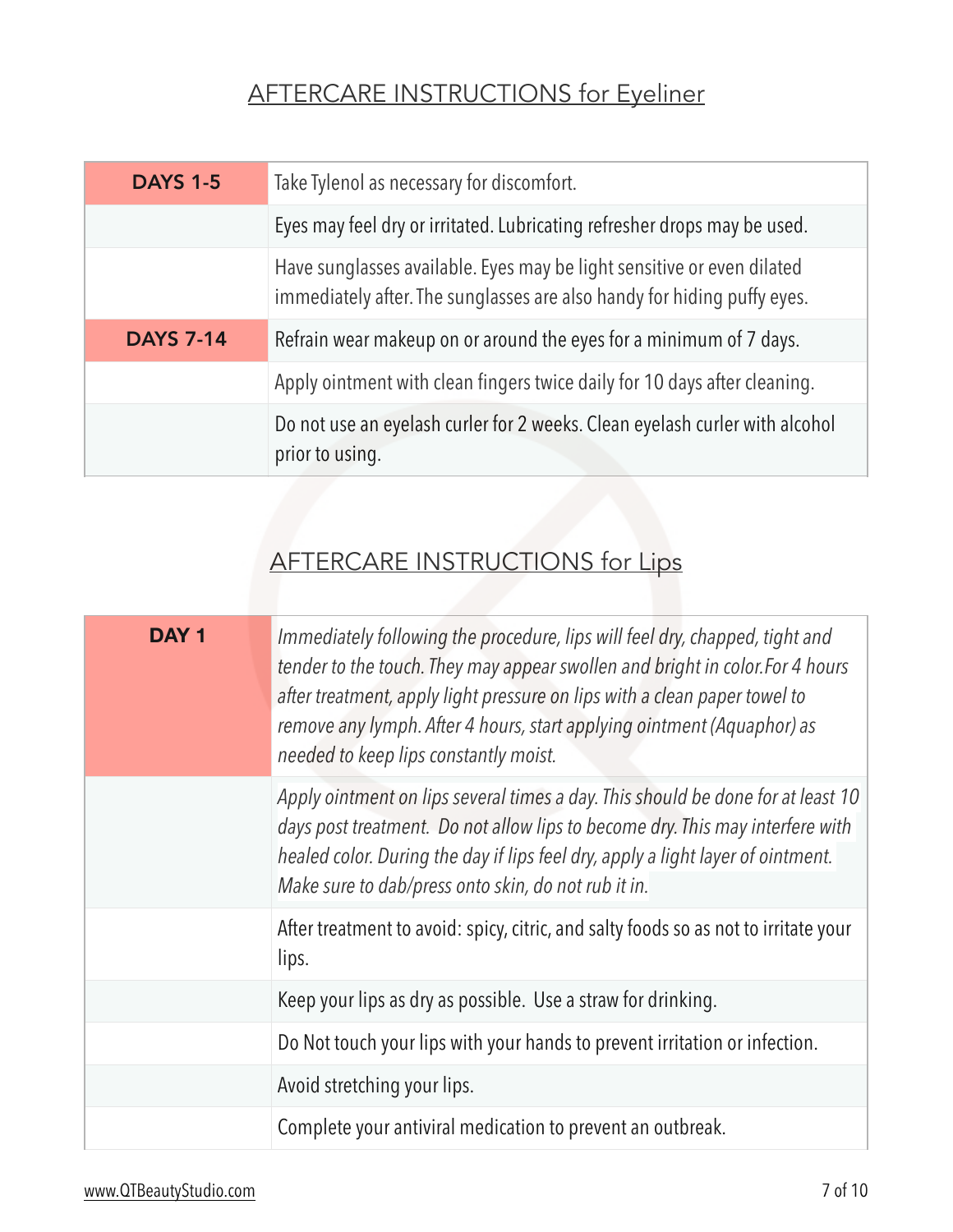## AFTERCARE INSTRUCTIONS for Eyeliner

| | |
|---|---|
| **DAYS 1-5** | Take Tylenol as necessary for discomfort. |
| | Eyes may feel dry or irritated. Lubricating refresher drops may be used. |
| | Have sunglasses available. Eyes may be light sensitive or even dilated immediately after. The sunglasses are also handy for hiding puffy eyes. |
| **DAYS 7-14** | Refrain wear makeup on or around the eyes for a minimum of 7 days. |
| | Apply ointment with clean fingers twice daily for 10 days after cleaning. |
| | Do not use an eyelash curler for 2 weeks. Clean eyelash curler with alcohol prior to using. |

## AFTERCARE INSTRUCTIONS for Lips

| | |
|---|---|
| **DAY 1** | *Immediately following the procedure, lips will feel dry, chapped, tight and tender to the touch. They may appear swollen and bright in color.For 4 hours after treatment, apply light pressure on lips with a clean paper towel to remove any lymph. After 4 hours, start applying ointment (Aquaphor) as needed to keep lips constantly moist.* |
| | *Apply ointment on lips several times a day. This should be done for at least 10 days post treatment. Do not allow lips to become dry. This may interfere with healed color. During the day if lips feel dry, apply a light layer of ointment. Make sure to dab/press onto skin, do not rub it in.* |
| | After treatment to avoid: spicy, citric, and salty foods so as not to irritate your lips. |
| | Keep your lips as dry as possible. Use a straw for drinking. |
| | Do Not touch your lips with your hands to prevent irritation or infection. |
| | Avoid stretching your lips. |
| | Complete your antiviral medication to prevent an outbreak. |

www.QTBeautyStudio.com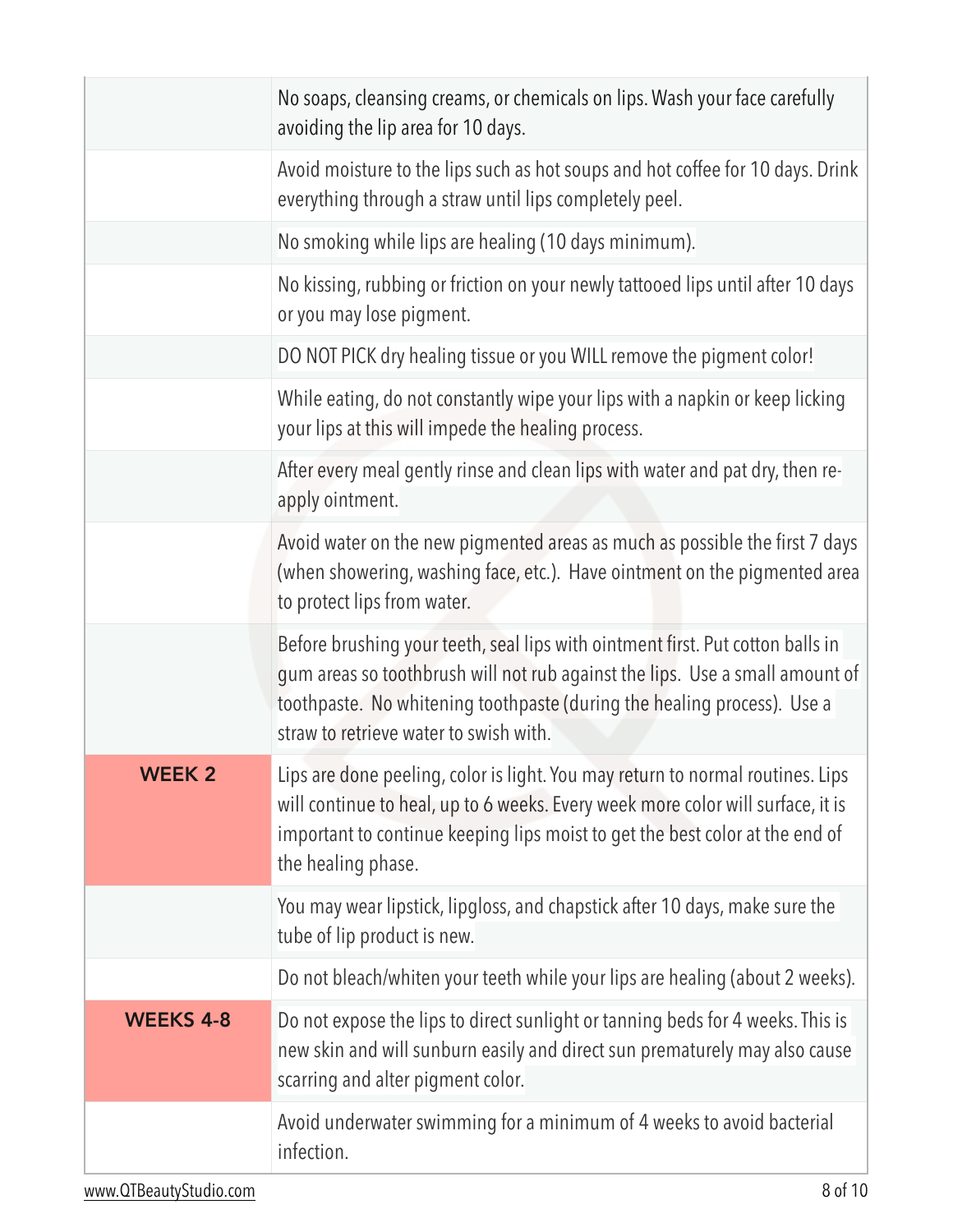| | |
|---|---|
| | No soaps, cleansing creams, or chemicals on lips. Wash your face carefully avoiding the lip area for 10 days. |
| | Avoid moisture to the lips such as hot soups and hot coffee for 10 days. Drink everything through a straw until lips completely peel. |
| | No smoking while lips are healing (10 days minimum). |
| | No kissing, rubbing or friction on your newly tattooed lips until after 10 days or you may lose pigment. |
| | DO NOT PICK dry healing tissue or you WILL remove the pigment color! |
| | While eating, do not constantly wipe your lips with a napkin or keep licking your lips at this will impede the healing process. |
| | After every meal gently rinse and clean lips with water and pat dry, then re-apply ointment. |
| | Avoid water on the new pigmented areas as much as possible the first 7 days (when showering, washing face, etc.). Have ointment on the pigmented area to protect lips from water. |
| | Before brushing your teeth, seal lips with ointment first. Put cotton balls in gum areas so toothbrush will not rub against the lips. Use a small amount of toothpaste. No whitening toothpaste (during the healing process). Use a straw to retrieve water to swish with. |
| **WEEK 2** | Lips are done peeling, color is light. You may return to normal routines. Lips will continue to heal, up to 6 weeks. Every week more color will surface, it is important to continue keeping lips moist to get the best color at the end of the healing phase. |
| | You may wear lipstick, lipgloss, and chapstick after 10 days, make sure the tube of lip product is new. |
| | Do not bleach/whiten your teeth while your lips are healing (about 2 weeks). |
| **WEEKS 4-8** | Do not expose the lips to direct sunlight or tanning beds for 4 weeks. This is new skin and will sunburn easily and direct sun prematurely may also cause scarring and alter pigment color. |
| | Avoid underwater swimming for a minimum of 4 weeks to avoid bacterial infection. |

www.QTBeautyStudio.com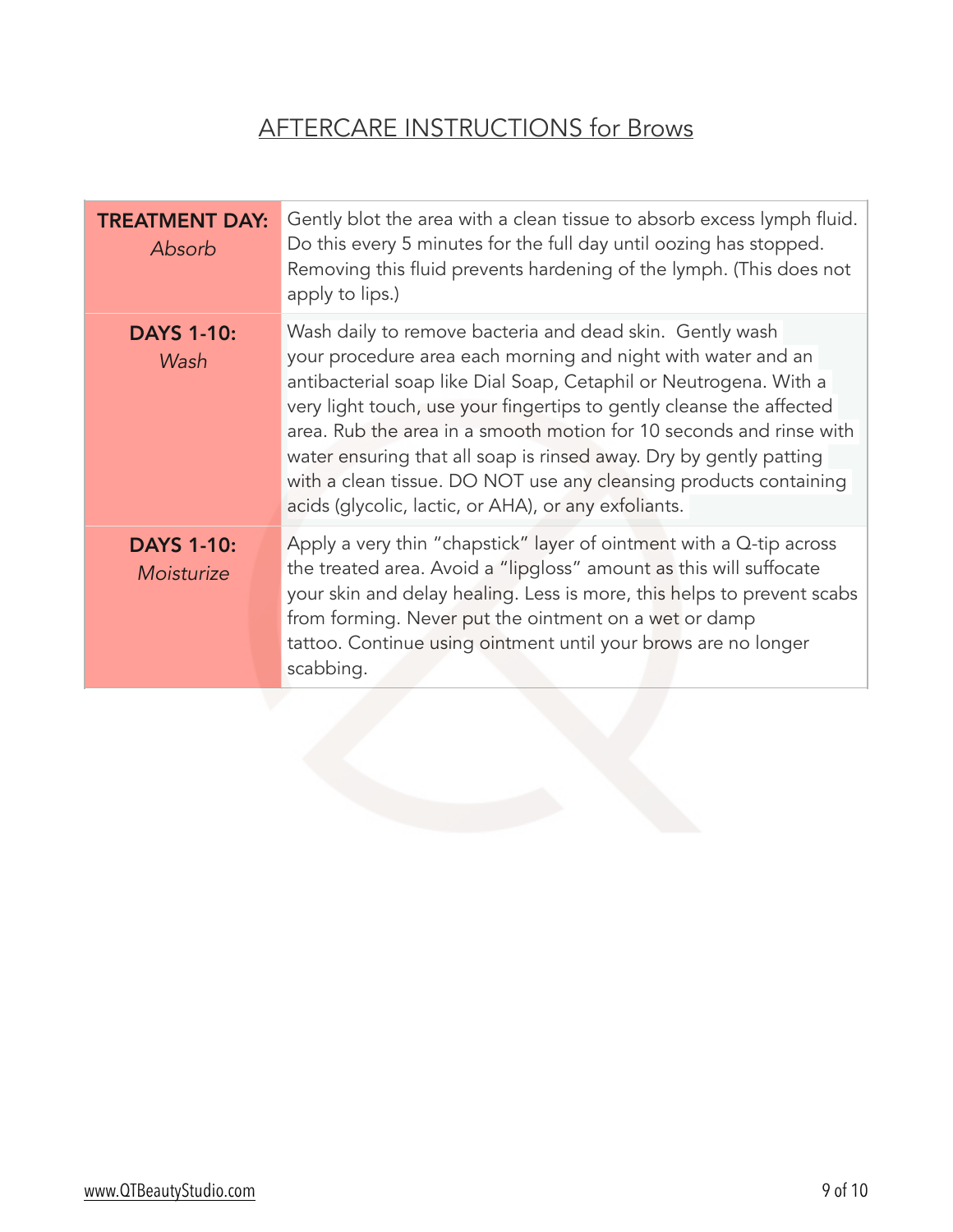# AFTERCARE INSTRUCTIONS for Brows

| | |
|---|---|
| **TREATMENT DAY:** *Absorb* | Gently blot the area with a clean tissue to absorb excess lymph fluid. Do this every 5 minutes for the full day until oozing has stopped. Removing this fluid prevents hardening of the lymph. (This does not apply to lips.) |
| **DAYS 1-10:** *Wash* | Wash daily to remove bacteria and dead skin. Gently wash your procedure area each morning and night with water and an antibacterial soap like Dial Soap, Cetaphil or Neutrogena. With a very light touch, use your fingertips to gently cleanse the affected area. Rub the area in a smooth motion for 10 seconds and rinse with water ensuring that all soap is rinsed away. Dry by gently patting with a clean tissue. DO NOT use any cleansing products containing acids (glycolic, lactic, or AHA), or any exfoliants. |
| **DAYS 1-10:** *Moisturize* | Apply a very thin "chapstick" layer of ointment with a Q-tip across the treated area. Avoid a "lipgloss" amount as this will suffocate your skin and delay healing. Less is more, this helps to prevent scabs from forming. Never put the ointment on a wet or damp tattoo. Continue using ointment until your brows are no longer scabbing. |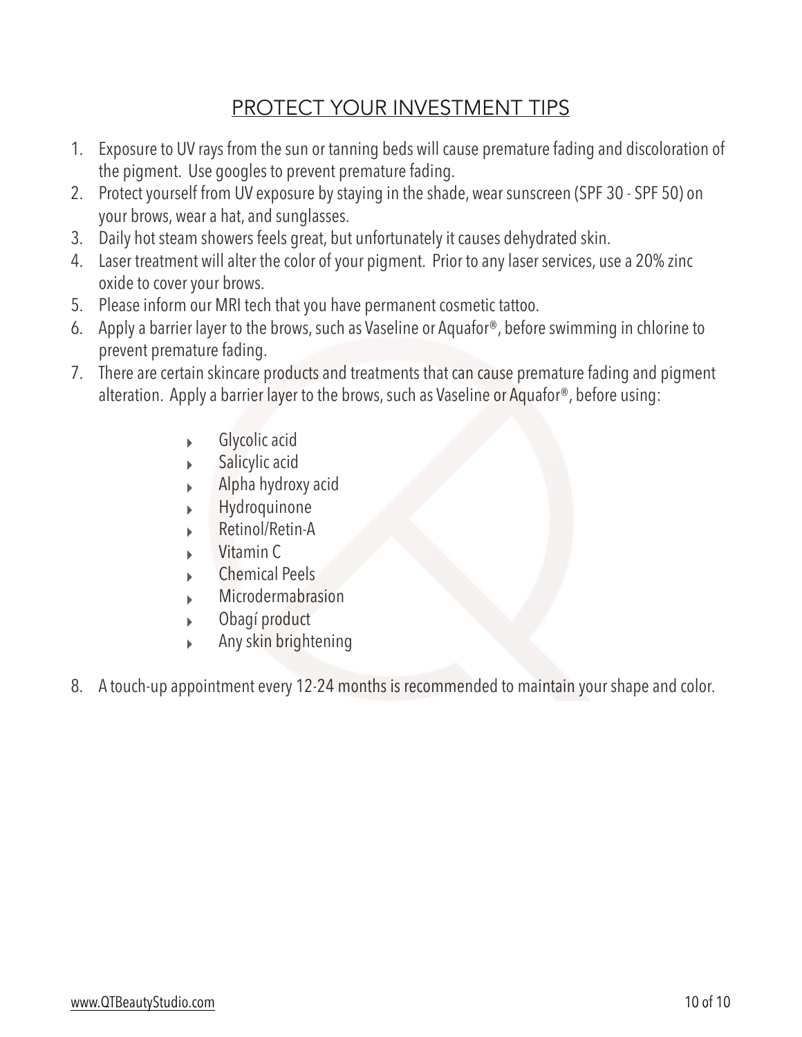## PROTECT YOUR INVESTMENT TIPS

1. Exposure to UV rays from the sun or tanning beds will cause premature fading and discoloration of the pigment. Use googles to prevent premature fading.
2. Protect yourself from UV exposure by staying in the shade, wear sunscreen (SPF 30 - SPF 50) on your brows, wear a hat, and sunglasses.
3. Daily hot steam showers feels great, but unfortunately it causes dehydrated skin.
4. Laser treatment will alter the color of your pigment. Prior to any laser services, use a 20% zinc oxide to cover your brows.
5. Please inform our MRI tech that you have permanent cosmetic tattoo.
6. Apply a barrier layer to the brows, such as Vaseline or Aquafor®, before swimming in chlorine to prevent premature fading.
7. There are certain skincare products and treatments that can cause premature fading and pigment alteration. Apply a barrier layer to the brows, such as Vaseline or Aquafor®, before using:
    - Glycolic acid
    - Salicylic acid
    - Alpha hydroxy acid
    - Hydroquinone
    - Retinol/Retin-A
    - Vitamin C
    - Chemical Peels
    - Microdermabrasion
    - Obagí product
    - Any skin brightening
8. A touch-up appointment every 12-24 months is recommended to maintain your shape and color.

www.QTBeautyStudio.com